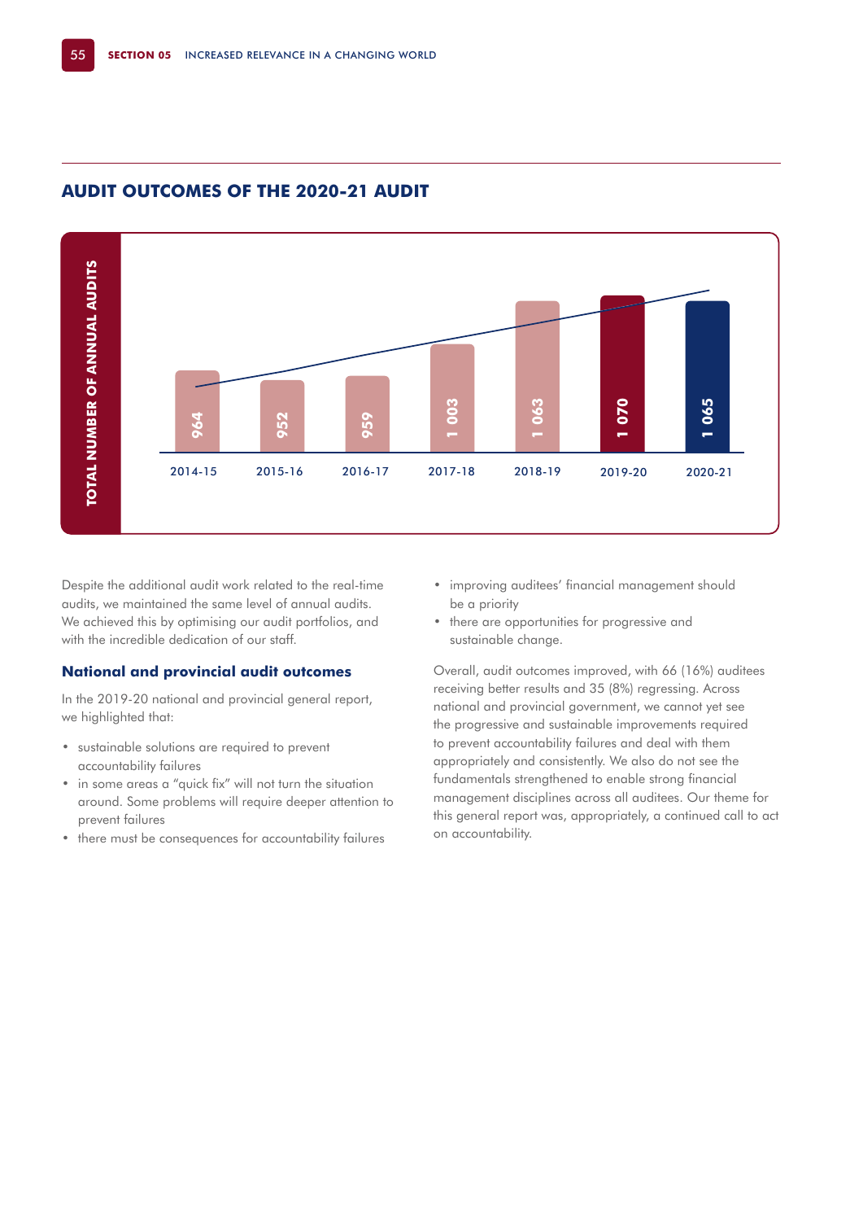## AUDIT OUTCOMES OF THE 2020-21 AUDIT

**TOTAL NUMBER OF ANNUAL AUDITS**

| 2014-15 | 2015-16 | 2016-17 | 2017-18 | 2018-19 | 2019-20 | 2020-21 |
|---|---|---|---|---|---|---|
| 964 | 952 | 959 | 1 003 | 1 063 | 1 070 | 1 065 |

Despite the additional audit work related to the real-time audits, we maintained the same level of annual audits. We achieved this by optimising our audit portfolios, and with the incredible dedication of our staff.

### National and provincial audit outcomes

In the 2019-20 national and provincial general report, we highlighted that:

- sustainable solutions are required to prevent accountability failures
- in some areas a "quick fix" will not turn the situation around. Some problems will require deeper attention to prevent failures
- there must be consequences for accountability failures
- improving auditees' financial management should be a priority
- there are opportunities for progressive and sustainable change.

Overall, audit outcomes improved, with 66 (16%) auditees receiving better results and 35 (8%) regressing. Across national and provincial government, we cannot yet see the progressive and sustainable improvements required to prevent accountability failures and deal with them appropriately and consistently. We also do not see the fundamentals strengthened to enable strong financial management disciplines across all auditees. Our theme for this general report was, appropriately, a continued call to act on accountability.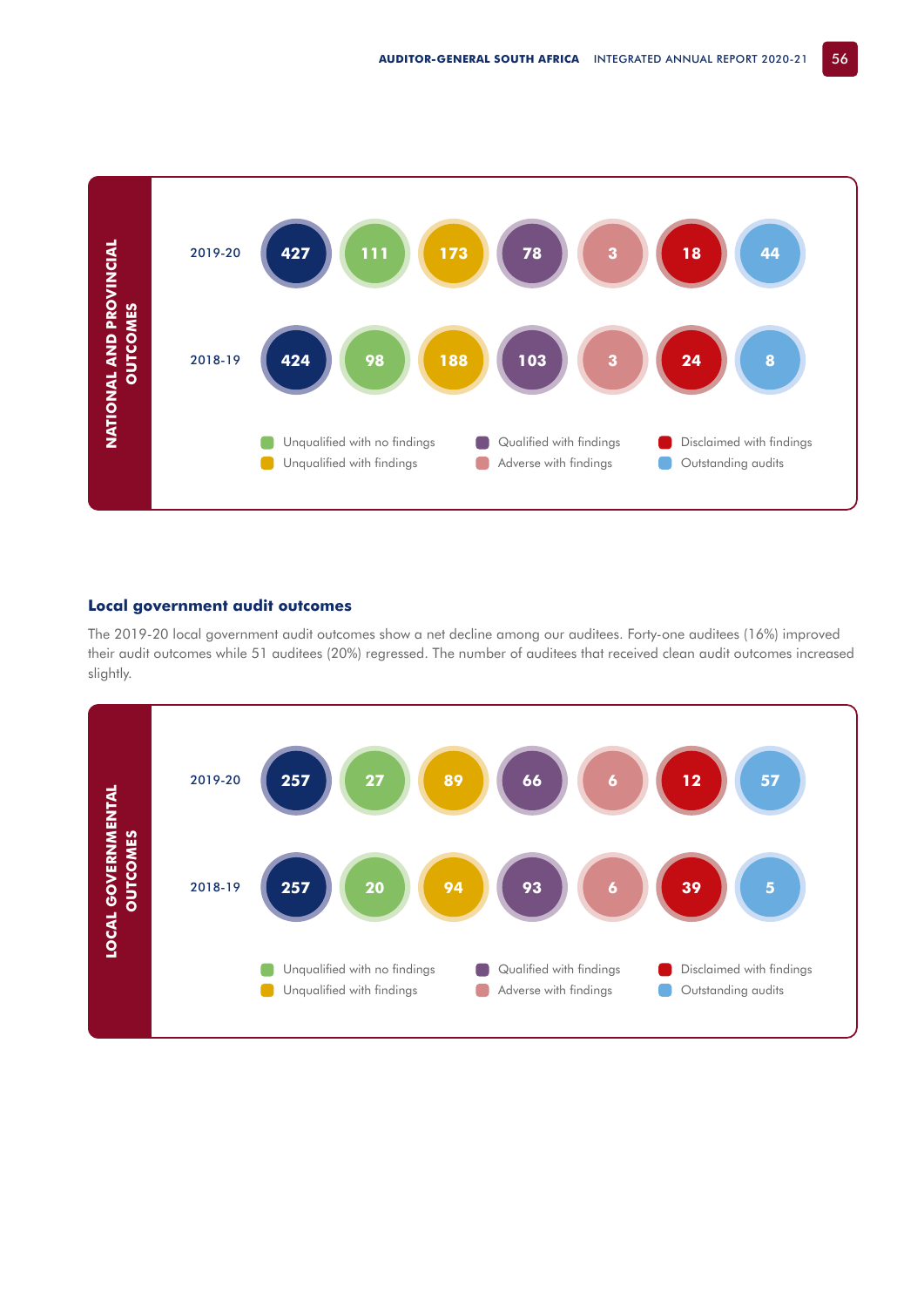**NATIONAL AND PROVINCIAL OUTCOMES**

| Year | Total | Unqualified with no findings | Unqualified with findings | Qualified with findings | Adverse with findings | Disclaimed with findings | Outstanding audits |
|---|---|---|---|---|---|---|---|
| 2019-20 | 427 | 111 | 173 | 78 | 3 | 18 | 44 |
| 2018-19 | 424 | 98 | 188 | 103 | 3 | 24 | 8 |

## Local government audit outcomes

The 2019-20 local government audit outcomes show a net decline among our auditees. Forty-one auditees (16%) improved their audit outcomes while 51 auditees (20%) regressed. The number of auditees that received clean audit outcomes increased slightly.

**LOCAL GOVERNMENTAL OUTCOMES**

| Year | Total | Unqualified with no findings | Unqualified with findings | Qualified with findings | Adverse with findings | Disclaimed with findings | Outstanding audits |
|---|---|---|---|---|---|---|---|
| 2019-20 | 257 | 27 | 89 | 66 | 6 | 12 | 57 |
| 2018-19 | 257 | 20 | 94 | 93 | 6 | 39 | 5 |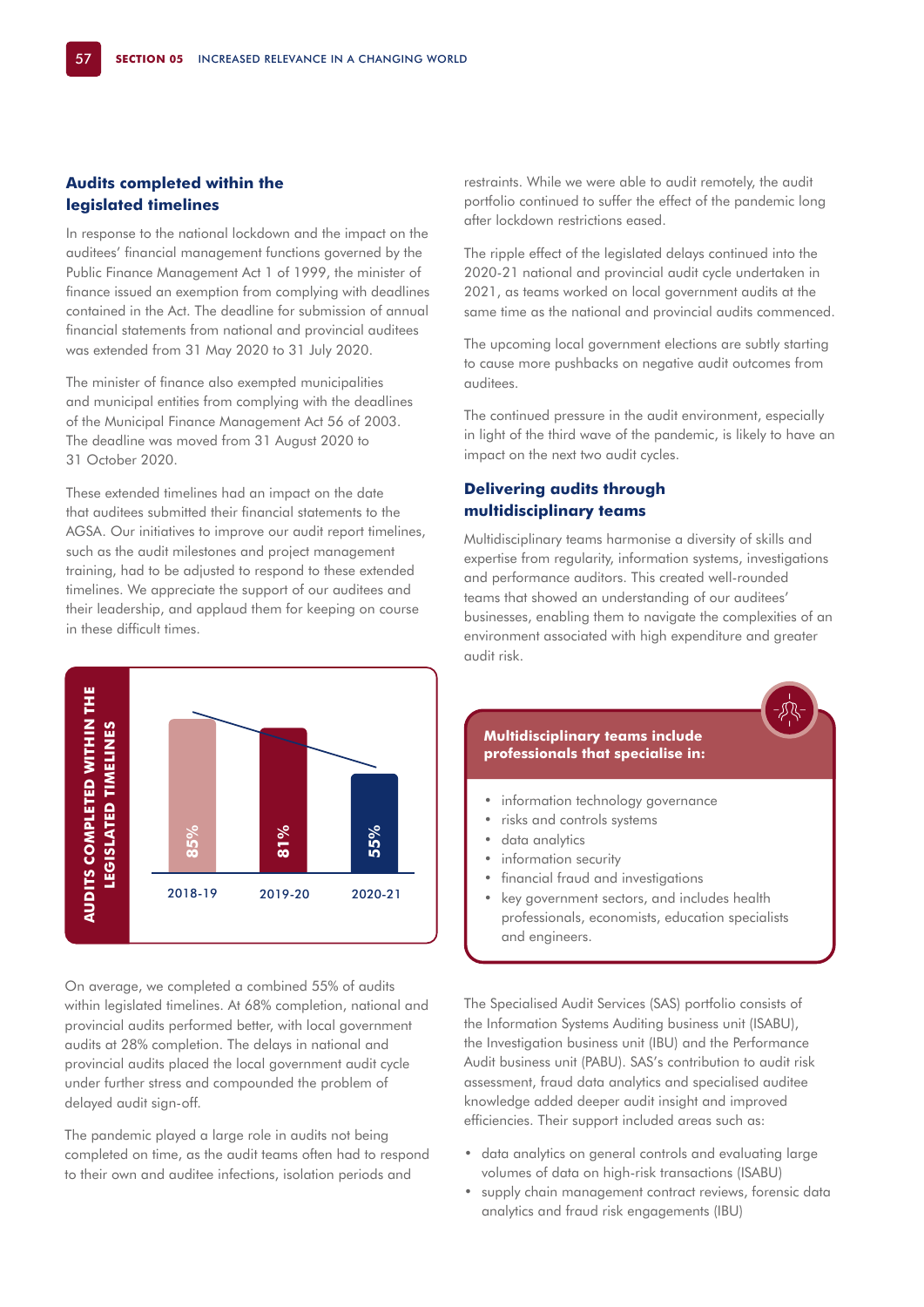## Audits completed within the legislated timelines

In response to the national lockdown and the impact on the auditees' financial management functions governed by the Public Finance Management Act 1 of 1999, the minister of finance issued an exemption from complying with deadlines contained in the Act. The deadline for submission of annual financial statements from national and provincial auditees was extended from 31 May 2020 to 31 July 2020.

The minister of finance also exempted municipalities and municipal entities from complying with the deadlines of the Municipal Finance Management Act 56 of 2003. The deadline was moved from 31 August 2020 to 31 October 2020.

These extended timelines had an impact on the date that auditees submitted their financial statements to the AGSA. Our initiatives to improve our audit report timelines, such as the audit milestones and project management training, had to be adjusted to respond to these extended timelines. We appreciate the support of our auditees and their leadership, and applaud them for keeping on course in these difficult times.

**AUDITS COMPLETED WITHIN THE LEGISLATED TIMELINES**

| 2018-19 | 2019-20 | 2020-21 |
|---|---|---|
| 85% | 81% | 55% |

On average, we completed a combined 55% of audits within legislated timelines. At 68% completion, national and provincial audits performed better, with local government audits at 28% completion. The delays in national and provincial audits placed the local government audit cycle under further stress and compounded the problem of delayed audit sign-off.

The pandemic played a large role in audits not being completed on time, as the audit teams often had to respond to their own and auditee infections, isolation periods and restraints. While we were able to audit remotely, the audit portfolio continued to suffer the effect of the pandemic long after lockdown restrictions eased.

The ripple effect of the legislated delays continued into the 2020-21 national and provincial audit cycle undertaken in 2021, as teams worked on local government audits at the same time as the national and provincial audits commenced.

The upcoming local government elections are subtly starting to cause more pushbacks on negative audit outcomes from auditees.

The continued pressure in the audit environment, especially in light of the third wave of the pandemic, is likely to have an impact on the next two audit cycles.

## Delivering audits through multidisciplinary teams

Multidisciplinary teams harmonise a diversity of skills and expertise from regularity, information systems, investigations and performance auditors. This created well-rounded teams that showed an understanding of our auditees' businesses, enabling them to navigate the complexities of an environment associated with high expenditure and greater audit risk.

**Multidisciplinary teams include professionals that specialise in:**

- information technology governance
- risks and controls systems
- data analytics
- information security
- financial fraud and investigations
- key government sectors, and includes health professionals, economists, education specialists and engineers.

The Specialised Audit Services (SAS) portfolio consists of the Information Systems Auditing business unit (ISABU), the Investigation business unit (IBU) and the Performance Audit business unit (PABU). SAS's contribution to audit risk assessment, fraud data analytics and specialised auditee knowledge added deeper audit insight and improved efficiencies. Their support included areas such as:

- data analytics on general controls and evaluating large volumes of data on high-risk transactions (ISABU)
- supply chain management contract reviews, forensic data analytics and fraud risk engagements (IBU)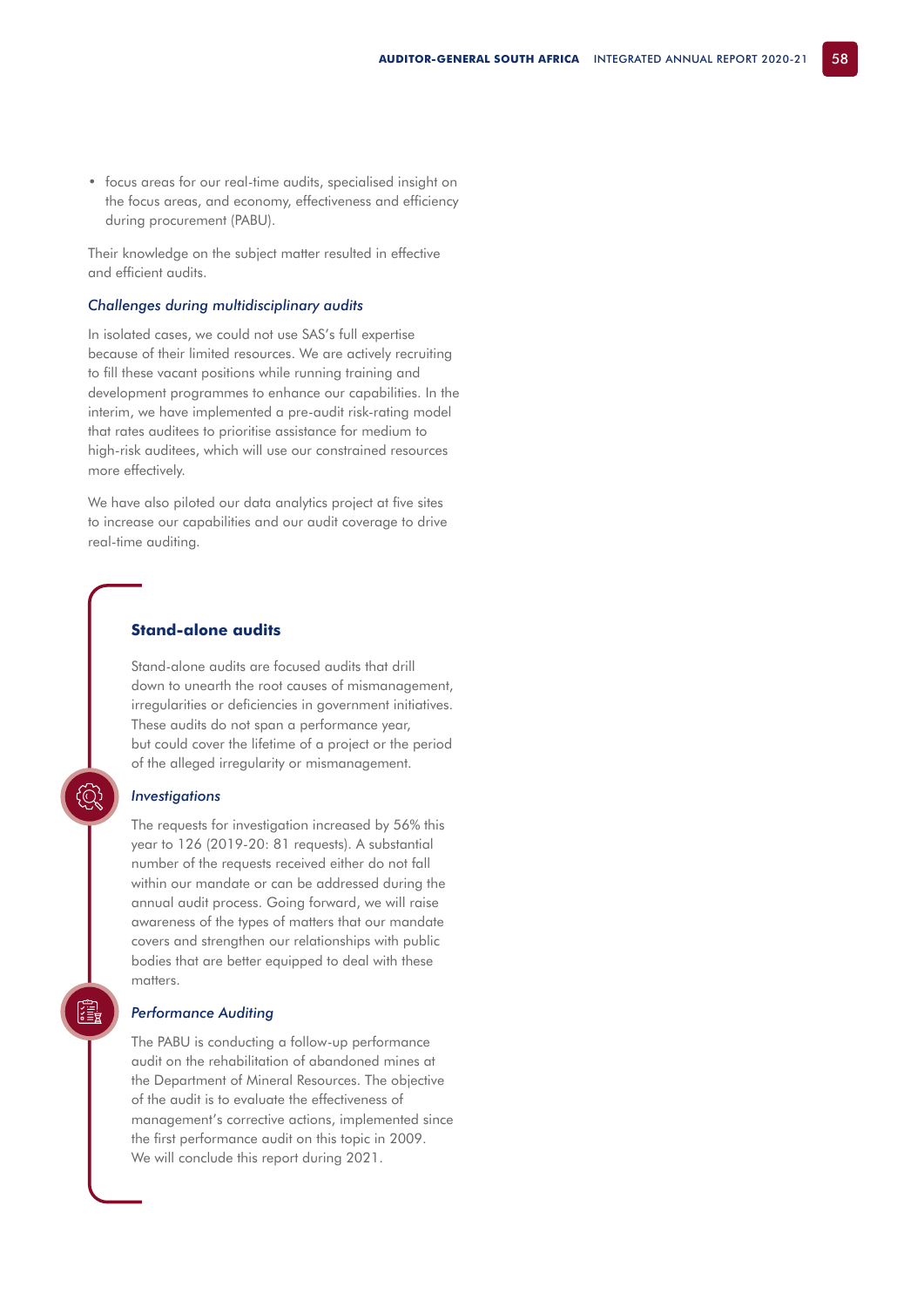- focus areas for our real-time audits, specialised insight on the focus areas, and economy, effectiveness and efficiency during procurement (PABU).

Their knowledge on the subject matter resulted in effective and efficient audits.

### *Challenges during multidisciplinary audits*

In isolated cases, we could not use SAS's full expertise because of their limited resources. We are actively recruiting to fill these vacant positions while running training and development programmes to enhance our capabilities. In the interim, we have implemented a pre-audit risk-rating model that rates auditees to prioritise assistance for medium to high-risk auditees, which will use our constrained resources more effectively.

We have also piloted our data analytics project at five sites to increase our capabilities and our audit coverage to drive real-time auditing.

## Stand-alone audits

Stand-alone audits are focused audits that drill down to unearth the root causes of mismanagement, irregularities or deficiencies in government initiatives. These audits do not span a performance year, but could cover the lifetime of a project or the period of the alleged irregularity or mismanagement.

### *Investigations*

The requests for investigation increased by 56% this year to 126 (2019-20: 81 requests). A substantial number of the requests received either do not fall within our mandate or can be addressed during the annual audit process. Going forward, we will raise awareness of the types of matters that our mandate covers and strengthen our relationships with public bodies that are better equipped to deal with these matters.

### *Performance Auditing*

The PABU is conducting a follow-up performance audit on the rehabilitation of abandoned mines at the Department of Mineral Resources. The objective of the audit is to evaluate the effectiveness of management's corrective actions, implemented since the first performance audit on this topic in 2009. We will conclude this report during 2021.